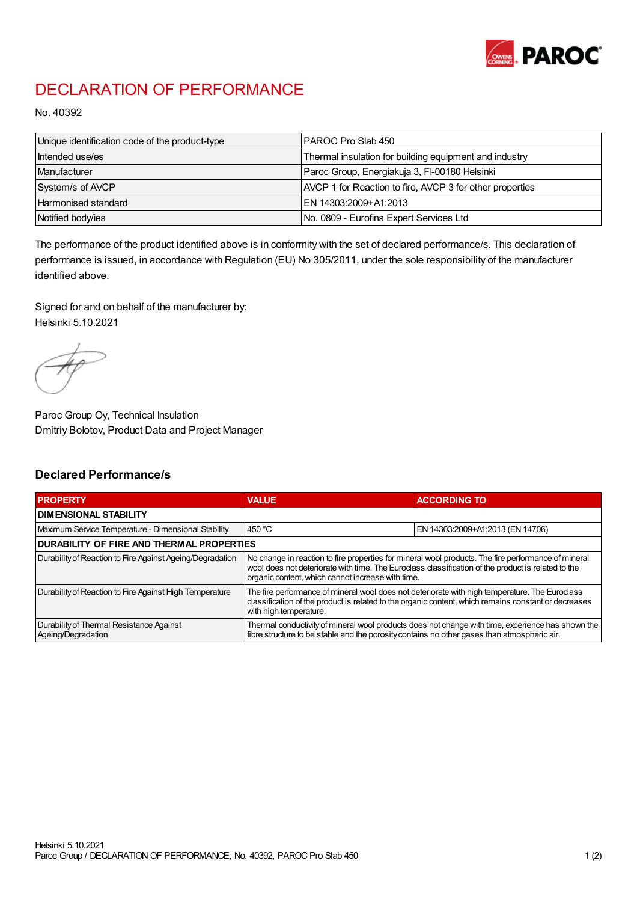# DECLARATION OF PERFORMANCE

No. 40392

| Unique identification code of the product-type | PAROC Pro Slab 450 |
|---|---|
| Intended use/es | Thermal insulation for building equipment and industry |
| Manufacturer | Paroc Group, Energiakuja 3, FI-00180 Helsinki |
| System/s of AVCP | AVCP 1 for Reaction to fire, AVCP 3 for other properties |
| Harmonised standard | EN 14303:2009+A1:2013 |
| Notified body/ies | No. 0809 - Eurofins Expert Services Ltd |

The performance of the product identified above is in conformity with the set of declared performance/s. This declaration of performance is issued, in accordance with Regulation (EU) No 305/2011, under the sole responsibility of the manufacturer identified above.

Signed for and on behalf of the manufacturer by:
Helsinki 5.10.2021

Paroc Group Oy, Technical Insulation
Dmitriy Bolotov, Product Data and Project Manager

## Declared Performance/s

| PROPERTY | VALUE | ACCORDING TO |
|---|---|---|
| **DIMENSIONAL STABILITY** | | |
| Maximum Service Temperature - Dimensional Stability | 450 °C | EN 14303:2009+A1:2013 (EN 14706) |
| **DURABILITY OF FIRE AND THERMAL PROPERTIES** | | |
| Durability of Reaction to Fire Against Ageing/Degradation | No change in reaction to fire properties for mineral wool products. The fire performance of mineral wool does not deteriorate with time. The Euroclass classification of the product is related to the organic content, which cannot increase with time. | |
| Durability of Reaction to Fire Against High Temperature | The fire performance of mineral wool does not deteriorate with high temperature. The Euroclass classification of the product is related to the organic content, which remains constant or decreases with high temperature. | |
| Durability of Thermal Resistance Against Ageing/Degradation | Thermal conductivity of mineral wool products does not change with time, experience has shown the fibre structure to be stable and the porosity contains no other gases than atmospheric air. | |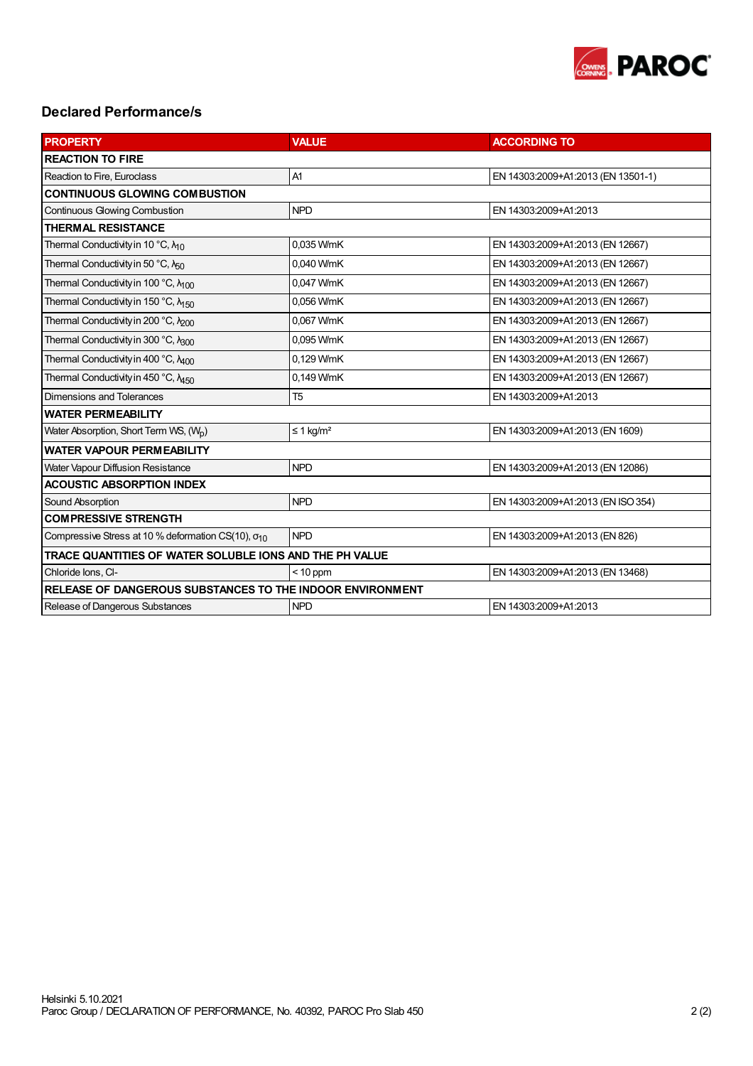## Declared Performance/s

| PROPERTY | VALUE | ACCORDING TO |
|---|---|---|
| **REACTION TO FIRE** | | |
| Reaction to Fire, Euroclass | A1 | EN 14303:2009+A1:2013 (EN 13501-1) |
| **CONTINUOUS GLOWING COMBUSTION** | | |
| Continuous Glowing Combustion | NPD | EN 14303:2009+A1:2013 |
| **THERMAL RESISTANCE** | | |
| Thermal Conductivity in 10 °C, $\lambda_{10}$ | 0,035 W/mK | EN 14303:2009+A1:2013 (EN 12667) |
| Thermal Conductivity in 50 °C, $\lambda_{50}$ | 0,040 W/mK | EN 14303:2009+A1:2013 (EN 12667) |
| Thermal Conductivity in 100 °C, $\lambda_{100}$ | 0,047 W/mK | EN 14303:2009+A1:2013 (EN 12667) |
| Thermal Conductivity in 150 °C, $\lambda_{150}$ | 0,056 W/mK | EN 14303:2009+A1:2013 (EN 12667) |
| Thermal Conductivity in 200 °C, $\lambda_{200}$ | 0,067 W/mK | EN 14303:2009+A1:2013 (EN 12667) |
| Thermal Conductivity in 300 °C, $\lambda_{300}$ | 0,095 W/mK | EN 14303:2009+A1:2013 (EN 12667) |
| Thermal Conductivity in 400 °C, $\lambda_{400}$ | 0,129 W/mK | EN 14303:2009+A1:2013 (EN 12667) |
| Thermal Conductivity in 450 °C, $\lambda_{450}$ | 0,149 W/mK | EN 14303:2009+A1:2013 (EN 12667) |
| Dimensions and Tolerances | T5 | EN 14303:2009+A1:2013 |
| **WATER PERMEABILITY** | | |
| Water Absorption, Short Term WS, ($W_p$) | ≤ 1 kg/m² | EN 14303:2009+A1:2013 (EN 1609) |
| **WATER VAPOUR PERMEABILITY** | | |
| Water Vapour Diffusion Resistance | NPD | EN 14303:2009+A1:2013 (EN 12086) |
| **ACOUSTIC ABSORPTION INDEX** | | |
| Sound Absorption | NPD | EN 14303:2009+A1:2013 (EN ISO 354) |
| **COMPRESSIVE STRENGTH** | | |
| Compressive Stress at 10 % deformation CS(10), $\sigma_{10}$ | NPD | EN 14303:2009+A1:2013 (EN 826) |
| **TRACE QUANTITIES OF WATER SOLUBLE IONS AND THE PH VALUE** | | |
| Chloride Ions, Cl- | < 10 ppm | EN 14303:2009+A1:2013 (EN 13468) |
| **RELEASE OF DANGEROUS SUBSTANCES TO THE INDOOR ENVIRONMENT** | | |
| Release of Dangerous Substances | NPD | EN 14303:2009+A1:2013 |

Helsinki 5.10.2021
Paroc Group / DECLARATION OF PERFORMANCE, No. 40392, PAROC Pro Slab 450